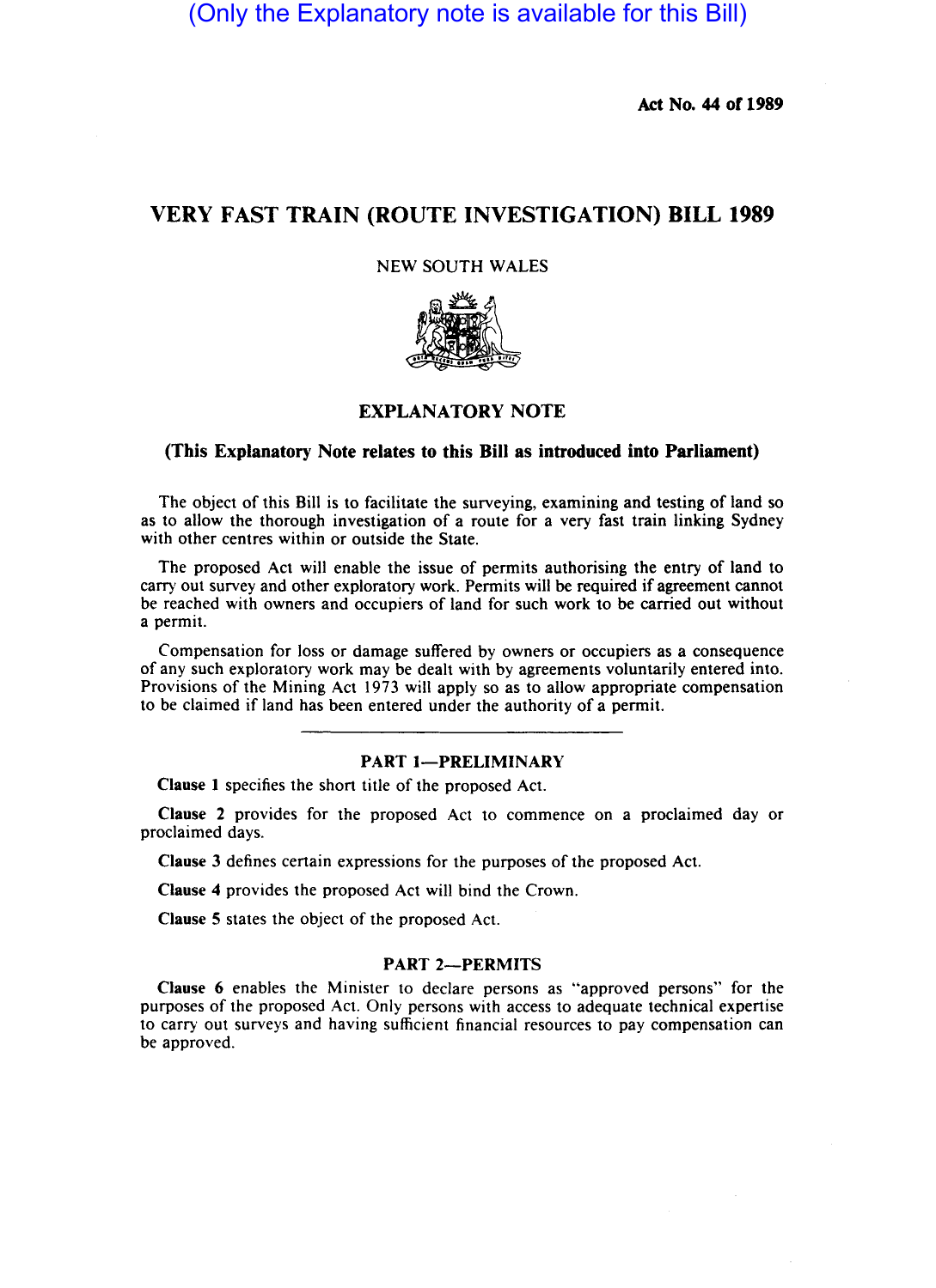(Only the Explanatory note is available for this Bill)

**Act No. 44 of 1989**

# VERY FAST TRAIN (ROUTE INVESTIGATION) BILL 1989

NEW SOUTH WALES

## EXPLANATORY NOTE

**(This Explanatory Note relates to this Bill as introduced into Parliament)**

The object of this Bill is to facilitate the surveying, examining and testing of land so as to allow the thorough investigation of a route for a very fast train linking Sydney with other centres within or outside the State.

The proposed Act will enable the issue of permits authorising the entry of land to carry out survey and other exploratory work. Permits will be required if agreement cannot be reached with owners and occupiers of land for such work to be carried out without a permit.

Compensation for loss or damage suffered by owners or occupiers as a consequence of any such exploratory work may be dealt with by agreements voluntarily entered into. Provisions of the Mining Act 1973 will apply so as to allow appropriate compensation to be claimed if land has been entered under the authority of a permit.

---

### PART 1—PRELIMINARY

**Clause 1** specifies the short title of the proposed Act.

**Clause 2** provides for the proposed Act to commence on a proclaimed day or proclaimed days.

**Clause 3** defines certain expressions for the purposes of the proposed Act.

**Clause 4** provides the proposed Act will bind the Crown.

**Clause 5** states the object of the proposed Act.

### PART 2—PERMITS

**Clause 6** enables the Minister to declare persons as "approved persons" for the purposes of the proposed Act. Only persons with access to adequate technical expertise to carry out surveys and having sufficient financial resources to pay compensation can be approved.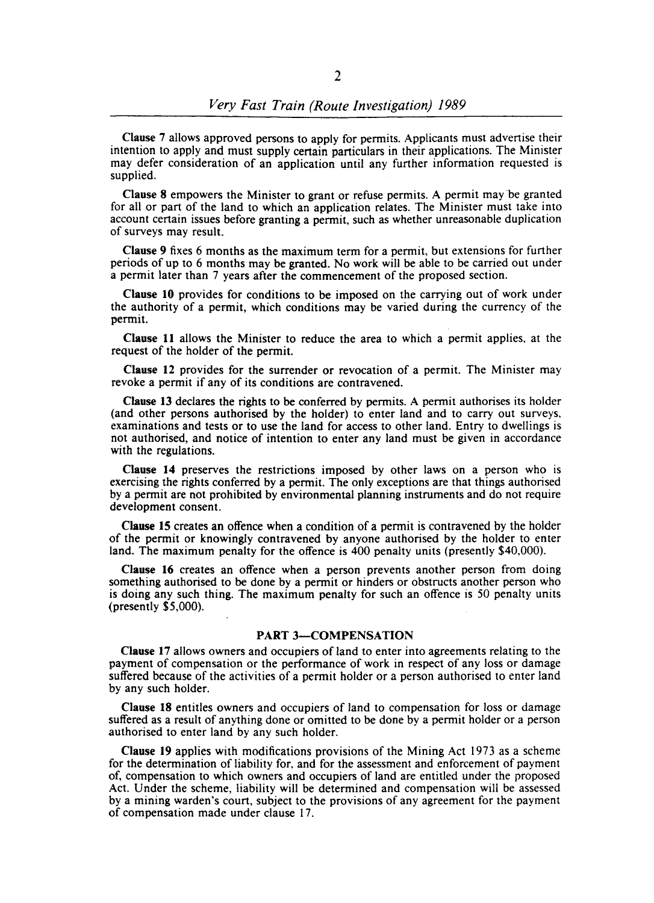**Clause 7** allows approved persons to apply for permits. Applicants must advertise their intention to apply and must supply certain particulars in their applications. The Minister may defer consideration of an application until any further information requested is supplied.

**Clause 8** empowers the Minister to grant or refuse permits. A permit may be granted for all or part of the land to which an application relates. The Minister must take into account certain issues before granting a permit, such as whether unreasonable duplication of surveys may result.

**Clause 9** fixes 6 months as the maximum term for a permit, but extensions for further periods of up to 6 months may be granted. No work will be able to be carried out under a permit later than 7 years after the commencement of the proposed section.

**Clause 10** provides for conditions to be imposed on the carrying out of work under the authority of a permit, which conditions may be varied during the currency of the permit.

**Clause 11** allows the Minister to reduce the area to which a permit applies, at the request of the holder of the permit.

**Clause 12** provides for the surrender or revocation of a permit. The Minister may revoke a permit if any of its conditions are contravened.

**Clause 13** declares the rights to be conferred by permits. A permit authorises its holder (and other persons authorised by the holder) to enter land and to carry out surveys, examinations and tests or to use the land for access to other land. Entry to dwellings is not authorised, and notice of intention to enter any land must be given in accordance with the regulations.

**Clause 14** preserves the restrictions imposed by other laws on a person who is exercising the rights conferred by a permit. The only exceptions are that things authorised by a permit are not prohibited by environmental planning instruments and do not require development consent.

**Clause 15** creates an offence when a condition of a permit is contravened by the holder of the permit or knowingly contravened by anyone authorised by the holder to enter land. The maximum penalty for the offence is 400 penalty units (presently $40,000).

**Clause 16** creates an offence when a person prevents another person from doing something authorised to be done by a permit or hinders or obstructs another person who is doing any such thing. The maximum penalty for such an offence is 50 penalty units (presently $5,000).

## PART 3—COMPENSATION

**Clause 17** allows owners and occupiers of land to enter into agreements relating to the payment of compensation or the performance of work in respect of any loss or damage suffered because of the activities of a permit holder or a person authorised to enter land by any such holder.

**Clause 18** entitles owners and occupiers of land to compensation for loss or damage suffered as a result of anything done or omitted to be done by a permit holder or a person authorised to enter land by any such holder.

**Clause 19** applies with modifications provisions of the Mining Act 1973 as a scheme for the determination of liability for, and for the assessment and enforcement of payment of, compensation to which owners and occupiers of land are entitled under the proposed Act. Under the scheme, liability will be determined and compensation will be assessed by a mining warden's court, subject to the provisions of any agreement for the payment of compensation made under clause 17.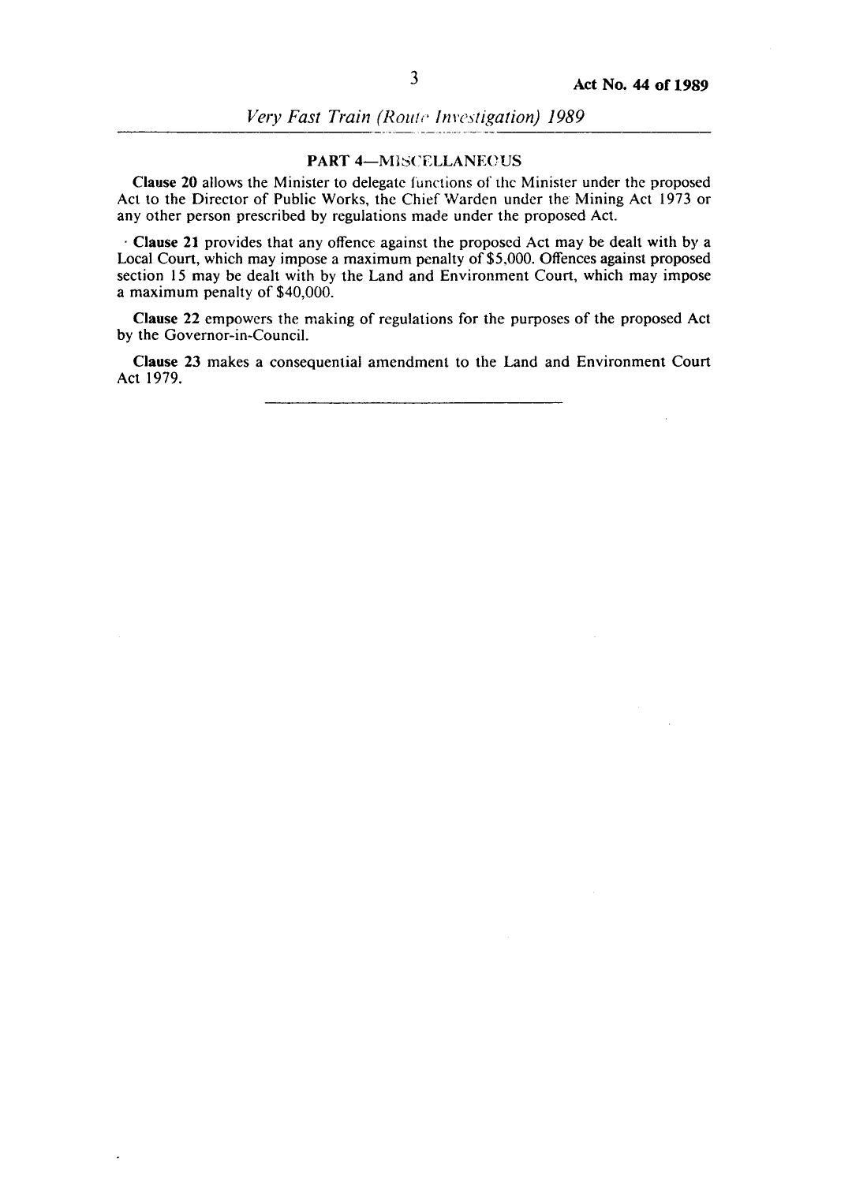## PART 4—MISCELLANEOUS

**Clause 20** allows the Minister to delegate functions of the Minister under the proposed Act to the Director of Public Works, the Chief Warden under the Mining Act 1973 or any other person prescribed by regulations made under the proposed Act.

**Clause 21** provides that any offence against the proposed Act may be dealt with by a Local Court, which may impose a maximum penalty of $5,000. Offences against proposed section 15 may be dealt with by the Land and Environment Court, which may impose a maximum penalty of $40,000.

**Clause 22** empowers the making of regulations for the purposes of the proposed Act by the Governor-in-Council.

**Clause 23** makes a consequential amendment to the Land and Environment Court Act 1979.